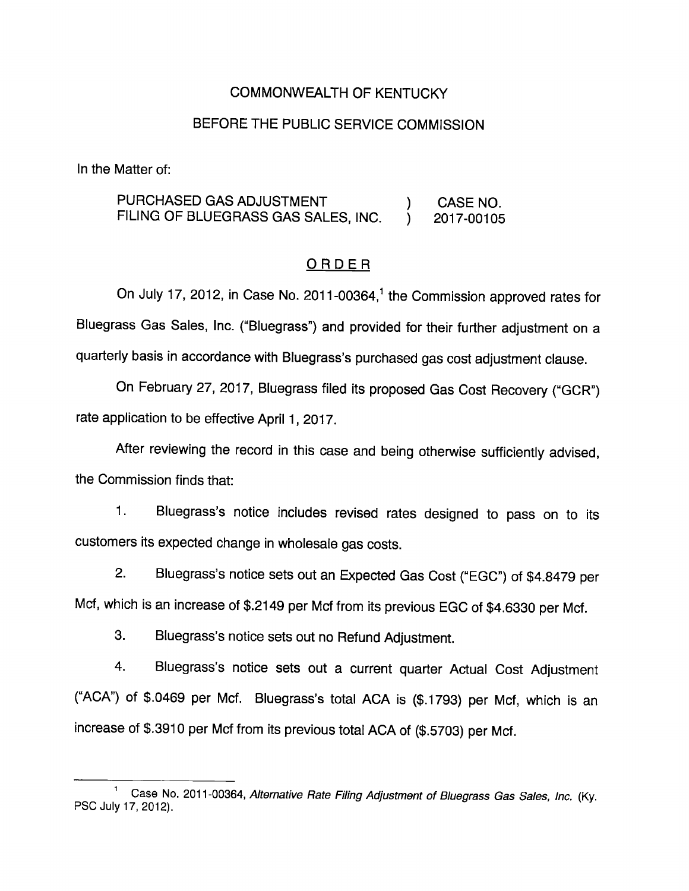COMMONWEALTH OF KENTUCKY

BEFORE THE PUBLIC SERVICE COMMISSION

In the Matter of:

| PURCHASED GAS ADJUSTMENT FILING OF BLUEGRASS GAS SALES, INC. | ) ) | CASE NO. 2017-00105 |
|---|---|---|

## O R D E R

On July 17, 2012, in Case No. 2011-00364,[1] the Commission approved rates for Bluegrass Gas Sales, Inc. ("Bluegrass") and provided for their further adjustment on a quarterly basis in accordance with Bluegrass's purchased gas cost adjustment clause.

On February 27, 2017, Bluegrass filed its proposed Gas Cost Recovery ("GCR") rate application to be effective April 1, 2017.

After reviewing the record in this case and being otherwise sufficiently advised, the Commission finds that:

1. Bluegrass's notice includes revised rates designed to pass on to its customers its expected change in wholesale gas costs.

2. Bluegrass's notice sets out an Expected Gas Cost ("EGC") of $4.8479 per Mcf, which is an increase of $.2149 per Mcf from its previous EGC of $4.6330 per Mcf.

3. Bluegrass's notice sets out no Refund Adjustment.

4. Bluegrass's notice sets out a current quarter Actual Cost Adjustment ("ACA") of $.0469 per Mcf. Bluegrass's total ACA is ($.1793) per Mcf, which is an increase of $.3910 per Mcf from its previous total ACA of ($.5703) per Mcf.

---

[1] Case No. 2011-00364, *Alternative Rate Filing Adjustment of Bluegrass Gas Sales, Inc.* (Ky. PSC July 17, 2012).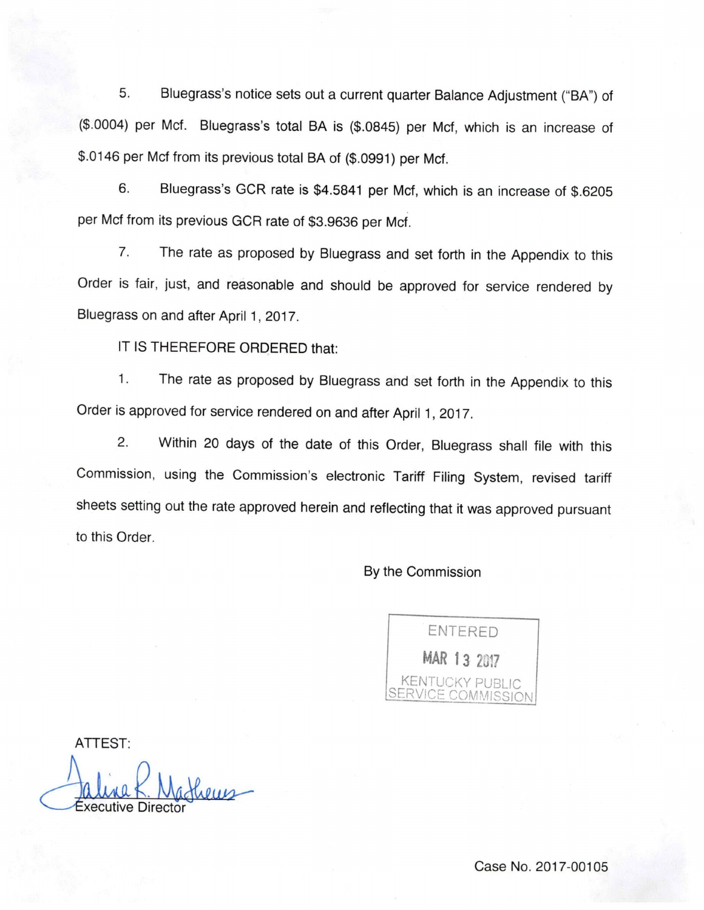5. Bluegrass's notice sets out a current quarter Balance Adjustment ("BA") of ($.0004) per Mcf. Bluegrass's total BA is ($.0845) per Mcf, which is an increase of $.0146 per Mcf from its previous total BA of ($.0991) per Mcf.

6. Bluegrass's GCR rate is $4.5841 per Mcf, which is an increase of $.6205 per Mcf from its previous GCR rate of $3.9636 per Mcf.

7. The rate as proposed by Bluegrass and set forth in the Appendix to this Order is fair, just, and reasonable and should be approved for service rendered by Bluegrass on and after April 1, 2017.

IT IS THEREFORE ORDERED that:

1. The rate as proposed by Bluegrass and set forth in the Appendix to this Order is approved for service rendered on and after April 1, 2017.

2. Within 20 days of the date of this Order, Bluegrass shall file with this Commission, using the Commission's electronic Tariff Filing System, revised tariff sheets setting out the rate approved herein and reflecting that it was approved pursuant to this Order.

By the Commission

ENTERED
MAR 13 2017
KENTUCKY PUBLIC SERVICE COMMISSION

ATTEST:

Executive Director

Case No. 2017-00105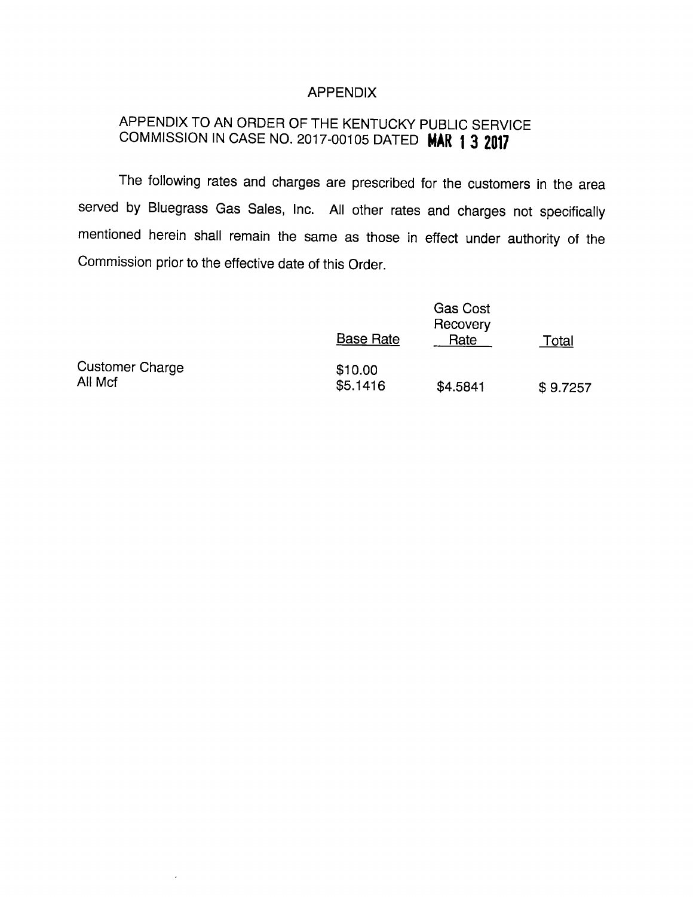# APPENDIX

APPENDIX TO AN ORDER OF THE KENTUCKY PUBLIC SERVICE COMMISSION IN CASE NO. 2017-00105 DATED **MAR 13 2017**

The following rates and charges are prescribed for the customers in the area served by Bluegrass Gas Sales, Inc. All other rates and charges not specifically mentioned herein shall remain the same as those in effect under authority of the Commission prior to the effective date of this Order.

| | Base Rate | Gas Cost Recovery Rate | Total |
|---|---|---|---|
| Customer Charge | $10.00 | | |
| All Mcf | $5.1416 | $4.5841 | $ 9.7257 |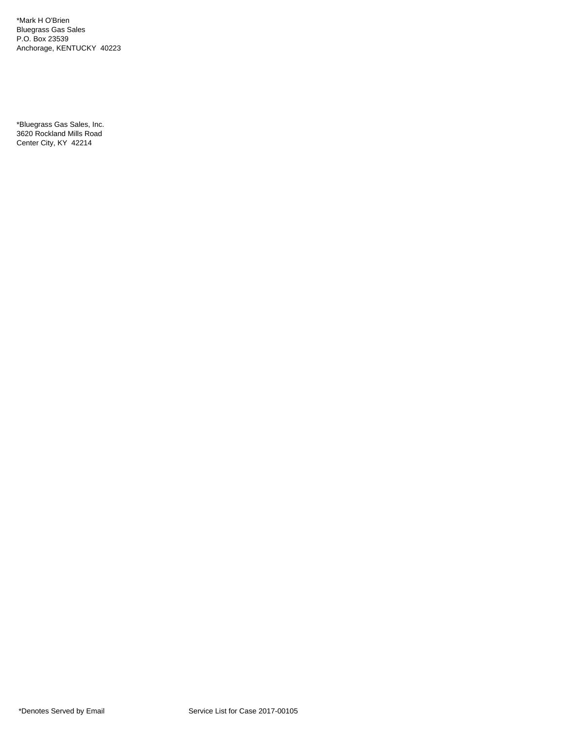*Mark H O'Brien
Bluegrass Gas Sales
P.O. Box 23539
Anchorage, KENTUCKY  40223

*Bluegrass Gas Sales, Inc.
3620 Rockland Mills Road
Center City, KY  42214

*Denotes Served by Email

Service List for Case 2017-00105